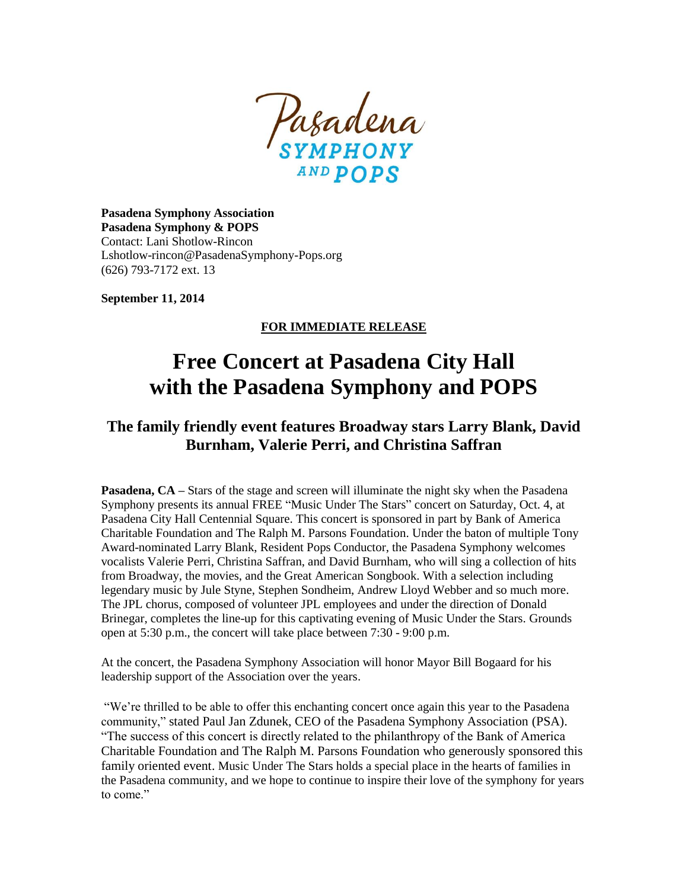Pasadena SYMPHONY AND POPS

**Pasadena Symphony Association**
**Pasadena Symphony & POPS**
Contact: Lani Shotlow-Rincon
Lshotlow-rincon@PasadenaSymphony-Pops.org
(626) 793-7172 ext. 13

**September 11, 2014**

**FOR IMMEDIATE RELEASE**

# Free Concert at Pasadena City Hall with the Pasadena Symphony and POPS

## The family friendly event features Broadway stars Larry Blank, David Burnham, Valerie Perri, and Christina Saffran

**Pasadena, CA –** Stars of the stage and screen will illuminate the night sky when the Pasadena Symphony presents its annual FREE "Music Under The Stars" concert on Saturday, Oct. 4, at Pasadena City Hall Centennial Square. This concert is sponsored in part by Bank of America Charitable Foundation and The Ralph M. Parsons Foundation. Under the baton of multiple Tony Award-nominated Larry Blank, Resident Pops Conductor, the Pasadena Symphony welcomes vocalists Valerie Perri, Christina Saffran, and David Burnham, who will sing a collection of hits from Broadway, the movies, and the Great American Songbook. With a selection including legendary music by Jule Styne, Stephen Sondheim, Andrew Lloyd Webber and so much more. The JPL chorus, composed of volunteer JPL employees and under the direction of Donald Brinegar, completes the line-up for this captivating evening of Music Under the Stars. Grounds open at 5:30 p.m., the concert will take place between 7:30 - 9:00 p.m.

At the concert, the Pasadena Symphony Association will honor Mayor Bill Bogaard for his leadership support of the Association over the years.

"We're thrilled to be able to offer this enchanting concert once again this year to the Pasadena community," stated Paul Jan Zdunek, CEO of the Pasadena Symphony Association (PSA). "The success of this concert is directly related to the philanthropy of the Bank of America Charitable Foundation and The Ralph M. Parsons Foundation who generously sponsored this family oriented event. Music Under The Stars holds a special place in the hearts of families in the Pasadena community, and we hope to continue to inspire their love of the symphony for years to come."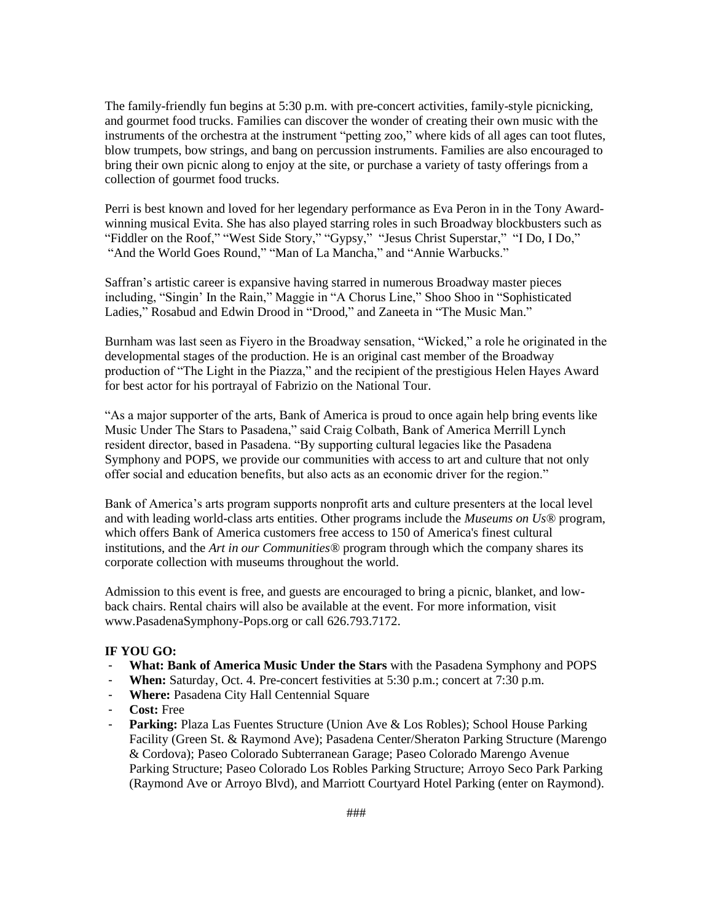The family-friendly fun begins at 5:30 p.m. with pre-concert activities, family-style picnicking, and gourmet food trucks. Families can discover the wonder of creating their own music with the instruments of the orchestra at the instrument "petting zoo," where kids of all ages can toot flutes, blow trumpets, bow strings, and bang on percussion instruments. Families are also encouraged to bring their own picnic along to enjoy at the site, or purchase a variety of tasty offerings from a collection of gourmet food trucks.

Perri is best known and loved for her legendary performance as Eva Peron in in the Tony Award-winning musical Evita. She has also played starring roles in such Broadway blockbusters such as "Fiddler on the Roof," "West Side Story," "Gypsy," "Jesus Christ Superstar," "I Do, I Do," "And the World Goes Round," "Man of La Mancha," and "Annie Warbucks."

Saffran's artistic career is expansive having starred in numerous Broadway master pieces including, "Singin' In the Rain," Maggie in "A Chorus Line," Shoo Shoo in "Sophisticated Ladies," Rosabud and Edwin Drood in "Drood," and Zaneeta in "The Music Man."

Burnham was last seen as Fiyero in the Broadway sensation, "Wicked," a role he originated in the developmental stages of the production. He is an original cast member of the Broadway production of "The Light in the Piazza," and the recipient of the prestigious Helen Hayes Award for best actor for his portrayal of Fabrizio on the National Tour.

"As a major supporter of the arts, Bank of America is proud to once again help bring events like Music Under The Stars to Pasadena," said Craig Colbath, Bank of America Merrill Lynch resident director, based in Pasadena. "By supporting cultural legacies like the Pasadena Symphony and POPS, we provide our communities with access to art and culture that not only offer social and education benefits, but also acts as an economic driver for the region."

Bank of America's arts program supports nonprofit arts and culture presenters at the local level and with leading world-class arts entities. Other programs include the *Museums on Us®* program, which offers Bank of America customers free access to 150 of America's finest cultural institutions, and the *Art in our Communities®* program through which the company shares its corporate collection with museums throughout the world.

Admission to this event is free, and guests are encouraged to bring a picnic, blanket, and low-back chairs. Rental chairs will also be available at the event. For more information, visit www.PasadenaSymphony-Pops.org or call 626.793.7172.

**IF YOU GO:**

- **What: Bank of America Music Under the Stars** with the Pasadena Symphony and POPS
- **When:** Saturday, Oct. 4. Pre-concert festivities at 5:30 p.m.; concert at 7:30 p.m.
- **Where:** Pasadena City Hall Centennial Square
- **Cost:** Free
- **Parking:** Plaza Las Fuentes Structure (Union Ave & Los Robles); School House Parking Facility (Green St. & Raymond Ave); Pasadena Center/Sheraton Parking Structure (Marengo & Cordova); Paseo Colorado Subterranean Garage; Paseo Colorado Marengo Avenue Parking Structure; Paseo Colorado Los Robles Parking Structure; Arroyo Seco Park Parking (Raymond Ave or Arroyo Blvd), and Marriott Courtyard Hotel Parking (enter on Raymond).

###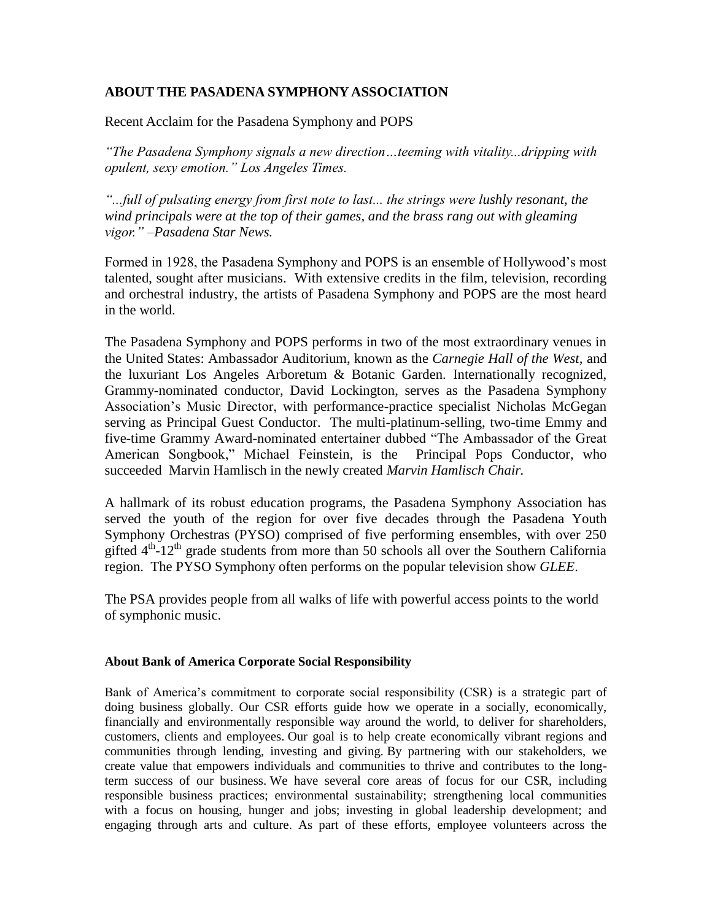## ABOUT THE PASADENA SYMPHONY ASSOCIATION

Recent Acclaim for the Pasadena Symphony and POPS

*"The Pasadena Symphony signals a new direction…teeming with vitality...dripping with opulent, sexy emotion." Los Angeles Times.*

*"...full of pulsating energy from first note to last... the strings were lushly resonant, the wind principals were at the top of their games, and the brass rang out with gleaming vigor." –Pasadena Star News.*

Formed in 1928, the Pasadena Symphony and POPS is an ensemble of Hollywood's most talented, sought after musicians. With extensive credits in the film, television, recording and orchestral industry, the artists of Pasadena Symphony and POPS are the most heard in the world.

The Pasadena Symphony and POPS performs in two of the most extraordinary venues in the United States: Ambassador Auditorium, known as the *Carnegie Hall of the West*, and the luxuriant Los Angeles Arboretum & Botanic Garden. Internationally recognized, Grammy-nominated conductor, David Lockington, serves as the Pasadena Symphony Association's Music Director, with performance-practice specialist Nicholas McGegan serving as Principal Guest Conductor. The multi-platinum-selling, two-time Emmy and five-time Grammy Award-nominated entertainer dubbed "The Ambassador of the Great American Songbook," Michael Feinstein, is the Principal Pops Conductor, who succeeded Marvin Hamlisch in the newly created *Marvin Hamlisch Chair.*

A hallmark of its robust education programs, the Pasadena Symphony Association has served the youth of the region for over five decades through the Pasadena Youth Symphony Orchestras (PYSO) comprised of five performing ensembles, with over 250 gifted 4th-12th grade students from more than 50 schools all over the Southern California region. The PYSO Symphony often performs on the popular television show *GLEE*.

The PSA provides people from all walks of life with powerful access points to the world of symphonic music.

**About Bank of America Corporate Social Responsibility**

Bank of America's commitment to corporate social responsibility (CSR) is a strategic part of doing business globally. Our CSR efforts guide how we operate in a socially, economically, financially and environmentally responsible way around the world, to deliver for shareholders, customers, clients and employees. Our goal is to help create economically vibrant regions and communities through lending, investing and giving. By partnering with our stakeholders, we create value that empowers individuals and communities to thrive and contributes to the long-term success of our business. We have several core areas of focus for our CSR, including responsible business practices; environmental sustainability; strengthening local communities with a focus on housing, hunger and jobs; investing in global leadership development; and engaging through arts and culture. As part of these efforts, employee volunteers across the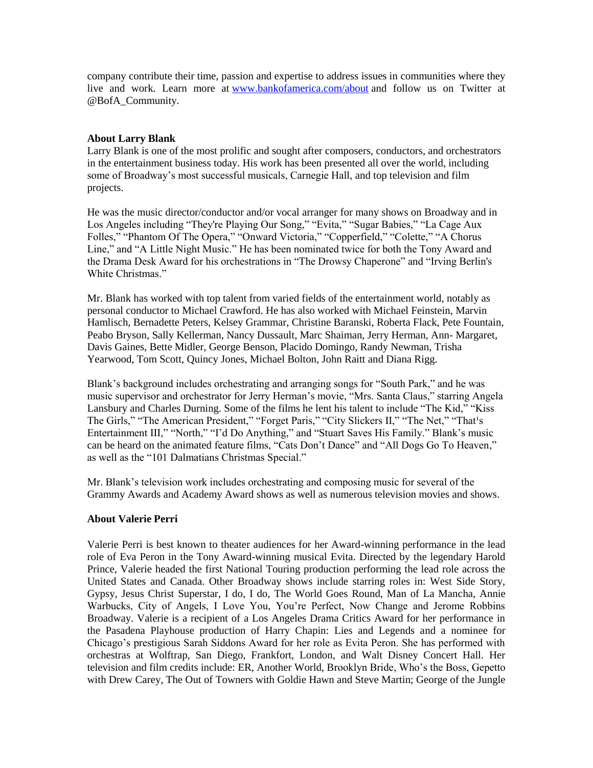company contribute their time, passion and expertise to address issues in communities where they live and work. Learn more at [www.bankofamerica.com/about](http://www.bankofamerica.com/about) and follow us on Twitter at @BofA_Community.

**About Larry Blank**

Larry Blank is one of the most prolific and sought after composers, conductors, and orchestrators in the entertainment business today. His work has been presented all over the world, including some of Broadway's most successful musicals, Carnegie Hall, and top television and film projects.

He was the music director/conductor and/or vocal arranger for many shows on Broadway and in Los Angeles including "They're Playing Our Song," "Evita," "Sugar Babies," "La Cage Aux Folles," "Phantom Of The Opera," "Onward Victoria," "Copperfield," "Colette," "A Chorus Line," and "A Little Night Music." He has been nominated twice for both the Tony Award and the Drama Desk Award for his orchestrations in "The Drowsy Chaperone" and "Irving Berlin's White Christmas."

Mr. Blank has worked with top talent from varied fields of the entertainment world, notably as personal conductor to Michael Crawford. He has also worked with Michael Feinstein, Marvin Hamlisch, Bernadette Peters, Kelsey Grammar, Christine Baranski, Roberta Flack, Pete Fountain, Peabo Bryson, Sally Kellerman, Nancy Dussault, Marc Shaiman, Jerry Herman, Ann- Margaret, Davis Gaines, Bette Midler, George Benson, Placido Domingo, Randy Newman, Trisha Yearwood, Tom Scott, Quincy Jones, Michael Bolton, John Raitt and Diana Rigg.

Blank's background includes orchestrating and arranging songs for "South Park," and he was music supervisor and orchestrator for Jerry Herman's movie, "Mrs. Santa Claus," starring Angela Lansbury and Charles Durning. Some of the films he lent his talent to include "The Kid," "Kiss The Girls," "The American President," "Forget Paris," "City Slickers II," "The Net," "That's Entertainment III," "North," "I'd Do Anything," and "Stuart Saves His Family." Blank's music can be heard on the animated feature films, "Cats Don't Dance" and "All Dogs Go To Heaven," as well as the "101 Dalmatians Christmas Special."

Mr. Blank's television work includes orchestrating and composing music for several of the Grammy Awards and Academy Award shows as well as numerous television movies and shows.

**About Valerie Perri**

Valerie Perri is best known to theater audiences for her Award-winning performance in the lead role of Eva Peron in the Tony Award-winning musical Evita. Directed by the legendary Harold Prince, Valerie headed the first National Touring production performing the lead role across the United States and Canada. Other Broadway shows include starring roles in: West Side Story, Gypsy, Jesus Christ Superstar, I do, I do, The World Goes Round, Man of La Mancha, Annie Warbucks, City of Angels, I Love You, You're Perfect, Now Change and Jerome Robbins Broadway. Valerie is a recipient of a Los Angeles Drama Critics Award for her performance in the Pasadena Playhouse production of Harry Chapin: Lies and Legends and a nominee for Chicago's prestigious Sarah Siddons Award for her role as Evita Peron. She has performed with orchestras at Wolftrap, San Diego, Frankfort, London, and Walt Disney Concert Hall. Her television and film credits include: ER, Another World, Brooklyn Bride, Who's the Boss, Gepetto with Drew Carey, The Out of Towners with Goldie Hawn and Steve Martin; George of the Jungle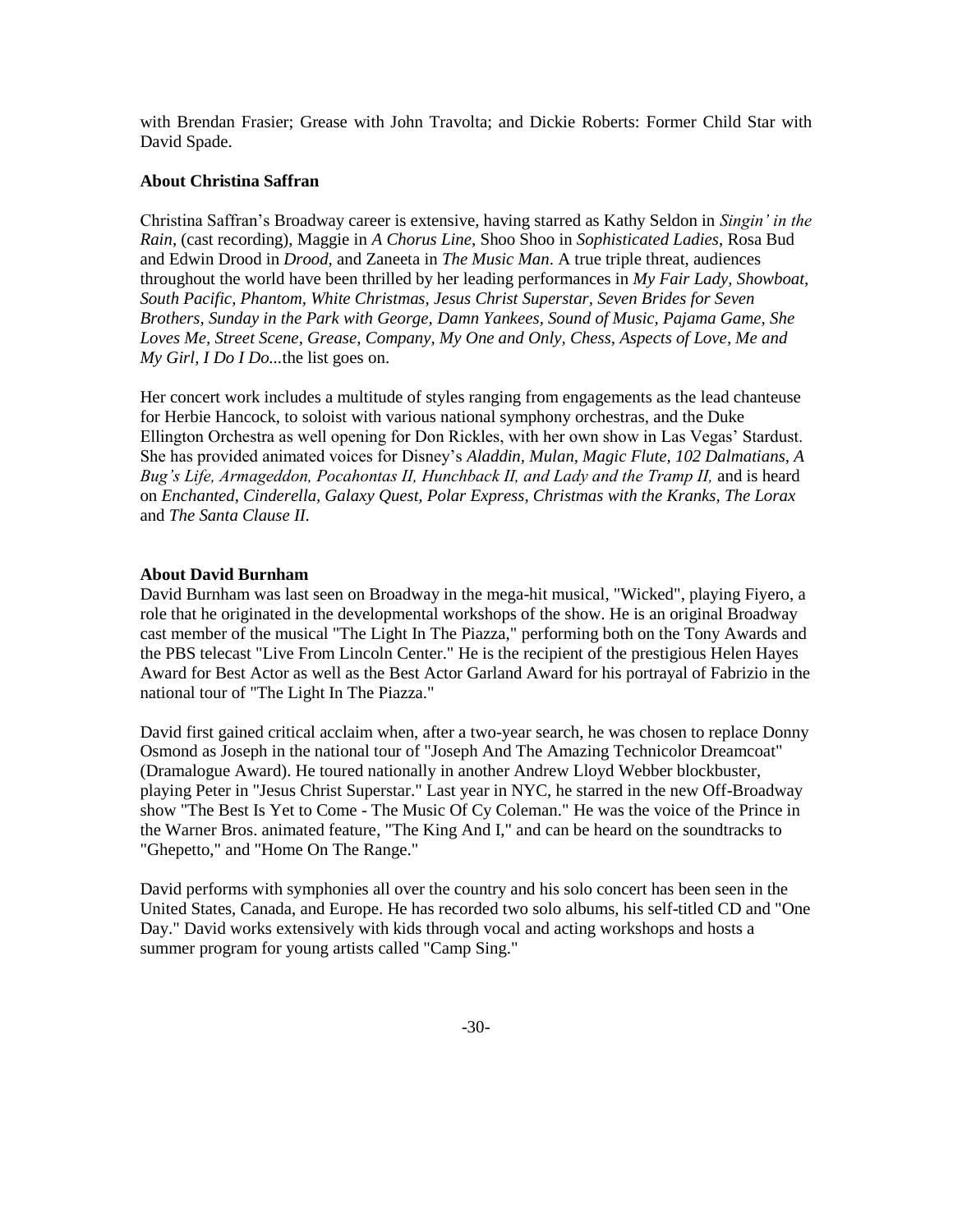with Brendan Frasier; Grease with John Travolta; and Dickie Roberts: Former Child Star with David Spade.

**About Christina Saffran**

Christina Saffran's Broadway career is extensive, having starred as Kathy Seldon in *Singin' in the Rain*, (cast recording), Maggie in *A Chorus Line*, Shoo Shoo in *Sophisticated Ladies*, Rosa Bud and Edwin Drood in *Drood*, and Zaneeta in *The Music Man*. A true triple threat, audiences throughout the world have been thrilled by her leading performances in *My Fair Lady, Showboat, South Pacific, Phantom, White Christmas, Jesus Christ Superstar, Seven Brides for Seven Brothers, Sunday in the Park with George, Damn Yankees, Sound of Music, Pajama Game, She Loves Me, Street Scene, Grease, Company, My One and Only, Chess, Aspects of Love, Me and My Girl, I Do I Do*...the list goes on.

Her concert work includes a multitude of styles ranging from engagements as the lead chanteuse for Herbie Hancock, to soloist with various national symphony orchestras, and the Duke Ellington Orchestra as well opening for Don Rickles, with her own show in Las Vegas' Stardust. She has provided animated voices for Disney's *Aladdin, Mulan, Magic Flute, 102 Dalmatians, A Bug's Life, Armageddon, Pocahontas II, Hunchback II, and Lady and the Tramp II,* and is heard on *Enchanted, Cinderella, Galaxy Quest, Polar Express, Christmas with the Kranks, The Lorax* and *The Santa Clause II.*

**About David Burnham**

David Burnham was last seen on Broadway in the mega-hit musical, "Wicked", playing Fiyero, a role that he originated in the developmental workshops of the show. He is an original Broadway cast member of the musical "The Light In The Piazza," performing both on the Tony Awards and the PBS telecast "Live From Lincoln Center." He is the recipient of the prestigious Helen Hayes Award for Best Actor as well as the Best Actor Garland Award for his portrayal of Fabrizio in the national tour of "The Light In The Piazza."

David first gained critical acclaim when, after a two-year search, he was chosen to replace Donny Osmond as Joseph in the national tour of "Joseph And The Amazing Technicolor Dreamcoat" (Dramalogue Award). He toured nationally in another Andrew Lloyd Webber blockbuster, playing Peter in "Jesus Christ Superstar." Last year in NYC, he starred in the new Off-Broadway show "The Best Is Yet to Come - The Music Of Cy Coleman." He was the voice of the Prince in the Warner Bros. animated feature, "The King And I," and can be heard on the soundtracks to "Ghepetto," and "Home On The Range."

David performs with symphonies all over the country and his solo concert has been seen in the United States, Canada, and Europe. He has recorded two solo albums, his self-titled CD and "One Day." David works extensively with kids through vocal and acting workshops and hosts a summer program for young artists called "Camp Sing."

-30-